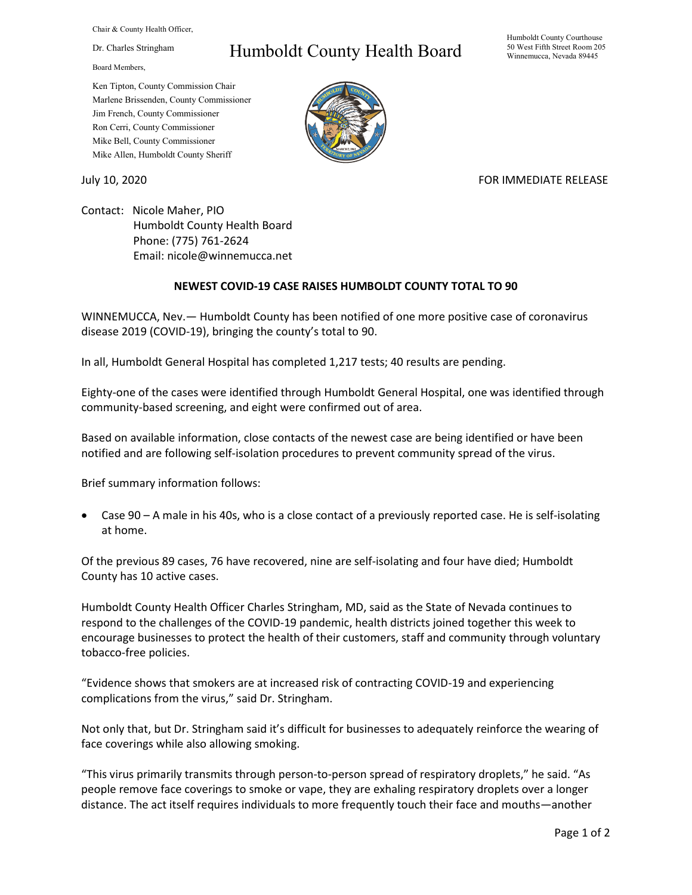Chair & County Health Officer,

Dr. Charles Stringham

Board Members,

Ken Tipton, County Commission Chair
Marlene Brissenden, County Commissioner
Jim French, County Commissioner
Ron Cerri, County Commissioner
Mike Bell, County Commissioner
Mike Allen, Humboldt County Sheriff

# Humboldt County Health Board

Humboldt County Courthouse
50 West Fifth Street Room 205
Winnemucca, Nevada 89445

July 10, 2020

FOR IMMEDIATE RELEASE

Contact: Nicole Maher, PIO
Humboldt County Health Board
Phone: (775) 761-2624
Email: nicole@winnemucca.net

**NEWEST COVID-19 CASE RAISES HUMBOLDT COUNTY TOTAL TO 90**

WINNEMUCCA, Nev.— Humboldt County has been notified of one more positive case of coronavirus disease 2019 (COVID-19), bringing the county's total to 90.

In all, Humboldt General Hospital has completed 1,217 tests; 40 results are pending.

Eighty-one of the cases were identified through Humboldt General Hospital, one was identified through community-based screening, and eight were confirmed out of area.

Based on available information, close contacts of the newest case are being identified or have been notified and are following self-isolation procedures to prevent community spread of the virus.

Brief summary information follows:

- Case 90 – A male in his 40s, who is a close contact of a previously reported case. He is self-isolating at home.

Of the previous 89 cases, 76 have recovered, nine are self-isolating and four have died; Humboldt County has 10 active cases.

Humboldt County Health Officer Charles Stringham, MD, said as the State of Nevada continues to respond to the challenges of the COVID-19 pandemic, health districts joined together this week to encourage businesses to protect the health of their customers, staff and community through voluntary tobacco-free policies.

"Evidence shows that smokers are at increased risk of contracting COVID-19 and experiencing complications from the virus," said Dr. Stringham.

Not only that, but Dr. Stringham said it's difficult for businesses to adequately reinforce the wearing of face coverings while also allowing smoking.

"This virus primarily transmits through person-to-person spread of respiratory droplets," he said. "As people remove face coverings to smoke or vape, they are exhaling respiratory droplets over a longer distance. The act itself requires individuals to more frequently touch their face and mouths—another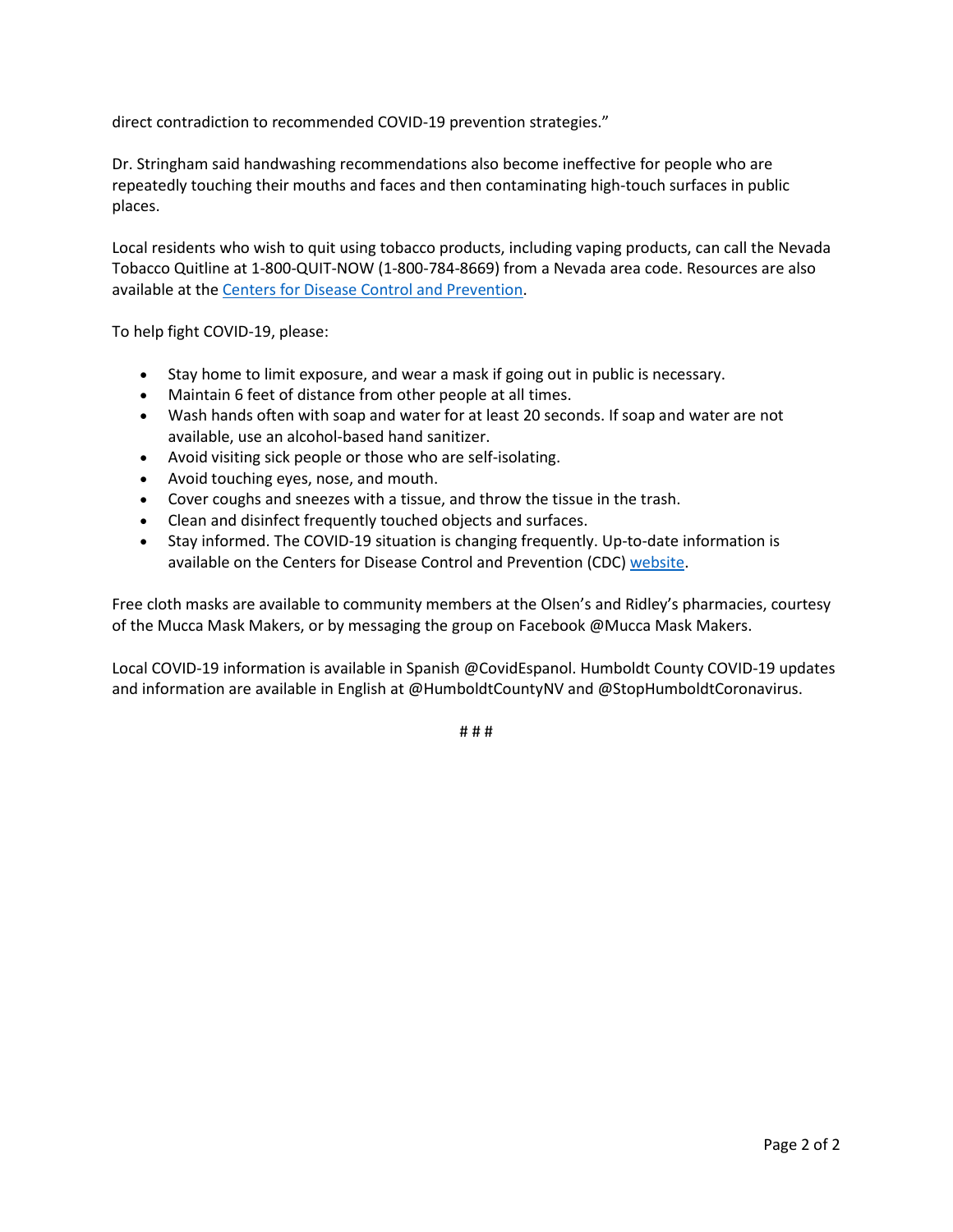direct contradiction to recommended COVID-19 prevention strategies."

Dr. Stringham said handwashing recommendations also become ineffective for people who are repeatedly touching their mouths and faces and then contaminating high-touch surfaces in public places.

Local residents who wish to quit using tobacco products, including vaping products, can call the Nevada Tobacco Quitline at 1-800-QUIT-NOW (1-800-784-8669) from a Nevada area code. Resources are also available at the Centers for Disease Control and Prevention.

To help fight COVID-19, please:

- Stay home to limit exposure, and wear a mask if going out in public is necessary.
- Maintain 6 feet of distance from other people at all times.
- Wash hands often with soap and water for at least 20 seconds. If soap and water are not available, use an alcohol-based hand sanitizer.
- Avoid visiting sick people or those who are self-isolating.
- Avoid touching eyes, nose, and mouth.
- Cover coughs and sneezes with a tissue, and throw the tissue in the trash.
- Clean and disinfect frequently touched objects and surfaces.
- Stay informed. The COVID-19 situation is changing frequently. Up-to-date information is available on the Centers for Disease Control and Prevention (CDC) website.

Free cloth masks are available to community members at the Olsen's and Ridley's pharmacies, courtesy of the Mucca Mask Makers, or by messaging the group on Facebook @Mucca Mask Makers.

Local COVID-19 information is available in Spanish @CovidEspanol. Humboldt County COVID-19 updates and information are available in English at @HumboldtCountyNV and @StopHumboldtCoronavirus.

# # #